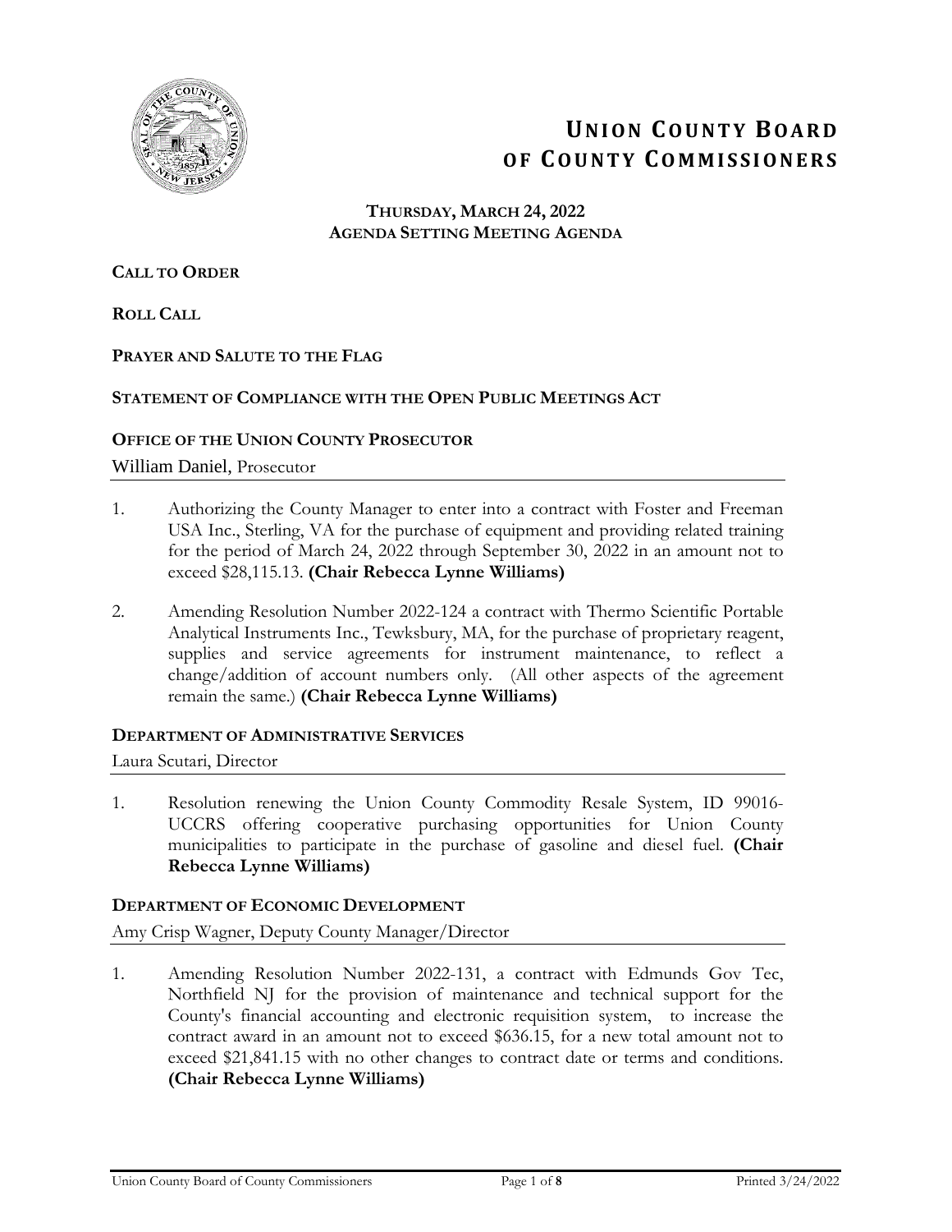# UNION COUNTY BOARD OF COUNTY COMMISSIONERS

**THURSDAY, MARCH 24, 2022**
**AGENDA SETTING MEETING AGENDA**

**CALL TO ORDER**

**ROLL CALL**

**PRAYER AND SALUTE TO THE FLAG**

**STATEMENT OF COMPLIANCE WITH THE OPEN PUBLIC MEETINGS ACT**

**OFFICE OF THE UNION COUNTY PROSECUTOR**

William Daniel, Prosecutor

1. Authorizing the County Manager to enter into a contract with Foster and Freeman USA Inc., Sterling, VA for the purchase of equipment and providing related training for the period of March 24, 2022 through September 30, 2022 in an amount not to exceed $28,115.13. **(Chair Rebecca Lynne Williams)**

2. Amending Resolution Number 2022-124 a contract with Thermo Scientific Portable Analytical Instruments Inc., Tewksbury, MA, for the purchase of proprietary reagent, supplies and service agreements for instrument maintenance, to reflect a change/addition of account numbers only. (All other aspects of the agreement remain the same.) **(Chair Rebecca Lynne Williams)**

**DEPARTMENT OF ADMINISTRATIVE SERVICES**

Laura Scutari, Director

1. Resolution renewing the Union County Commodity Resale System, ID 99016-UCCRS offering cooperative purchasing opportunities for Union County municipalities to participate in the purchase of gasoline and diesel fuel. **(Chair Rebecca Lynne Williams)**

**DEPARTMENT OF ECONOMIC DEVELOPMENT**

Amy Crisp Wagner, Deputy County Manager/Director

1. Amending Resolution Number 2022-131, a contract with Edmunds Gov Tec, Northfield NJ for the provision of maintenance and technical support for the County's financial accounting and electronic requisition system, to increase the contract award in an amount not to exceed $636.15, for a new total amount not to exceed $21,841.15 with no other changes to contract date or terms and conditions. **(Chair Rebecca Lynne Williams)**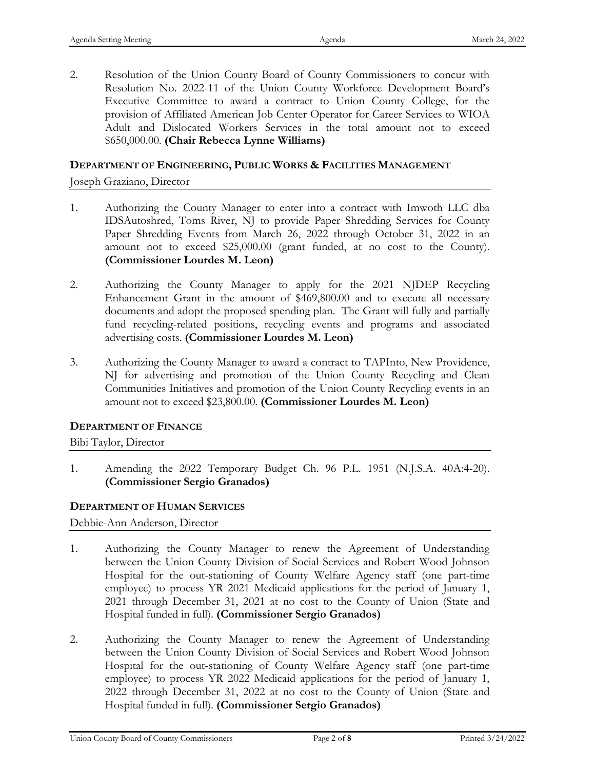2. Resolution of the Union County Board of County Commissioners to concur with Resolution No. 2022-11 of the Union County Workforce Development Board's Executive Committee to award a contract to Union County College, for the provision of Affiliated American Job Center Operator for Career Services to WIOA Adult and Dislocated Workers Services in the total amount not to exceed $650,000.00. **(Chair Rebecca Lynne Williams)**

### DEPARTMENT OF ENGINEERING, PUBLIC WORKS & FACILITIES MANAGEMENT

Joseph Graziano, Director

1. Authorizing the County Manager to enter into a contract with Imwoth LLC dba IDSAutoshred, Toms River, NJ to provide Paper Shredding Services for County Paper Shredding Events from March 26, 2022 through October 31, 2022 in an amount not to exceed $25,000.00 (grant funded, at no cost to the County). **(Commissioner Lourdes M. Leon)**

2. Authorizing the County Manager to apply for the 2021 NJDEP Recycling Enhancement Grant in the amount of $469,800.00 and to execute all necessary documents and adopt the proposed spending plan. The Grant will fully and partially fund recycling-related positions, recycling events and programs and associated advertising costs. **(Commissioner Lourdes M. Leon)**

3. Authorizing the County Manager to award a contract to TAPInto, New Providence, NJ for advertising and promotion of the Union County Recycling and Clean Communities Initiatives and promotion of the Union County Recycling events in an amount not to exceed $23,800.00. **(Commissioner Lourdes M. Leon)**

### DEPARTMENT OF FINANCE

Bibi Taylor, Director

1. Amending the 2022 Temporary Budget Ch. 96 P.L. 1951 (N.J.S.A. 40A:4-20). **(Commissioner Sergio Granados)**

### DEPARTMENT OF HUMAN SERVICES

Debbie-Ann Anderson, Director

1. Authorizing the County Manager to renew the Agreement of Understanding between the Union County Division of Social Services and Robert Wood Johnson Hospital for the out-stationing of County Welfare Agency staff (one part-time employee) to process YR 2021 Medicaid applications for the period of January 1, 2021 through December 31, 2021 at no cost to the County of Union (State and Hospital funded in full). **(Commissioner Sergio Granados)**

2. Authorizing the County Manager to renew the Agreement of Understanding between the Union County Division of Social Services and Robert Wood Johnson Hospital for the out-stationing of County Welfare Agency staff (one part-time employee) to process YR 2022 Medicaid applications for the period of January 1, 2022 through December 31, 2022 at no cost to the County of Union (State and Hospital funded in full). **(Commissioner Sergio Granados)**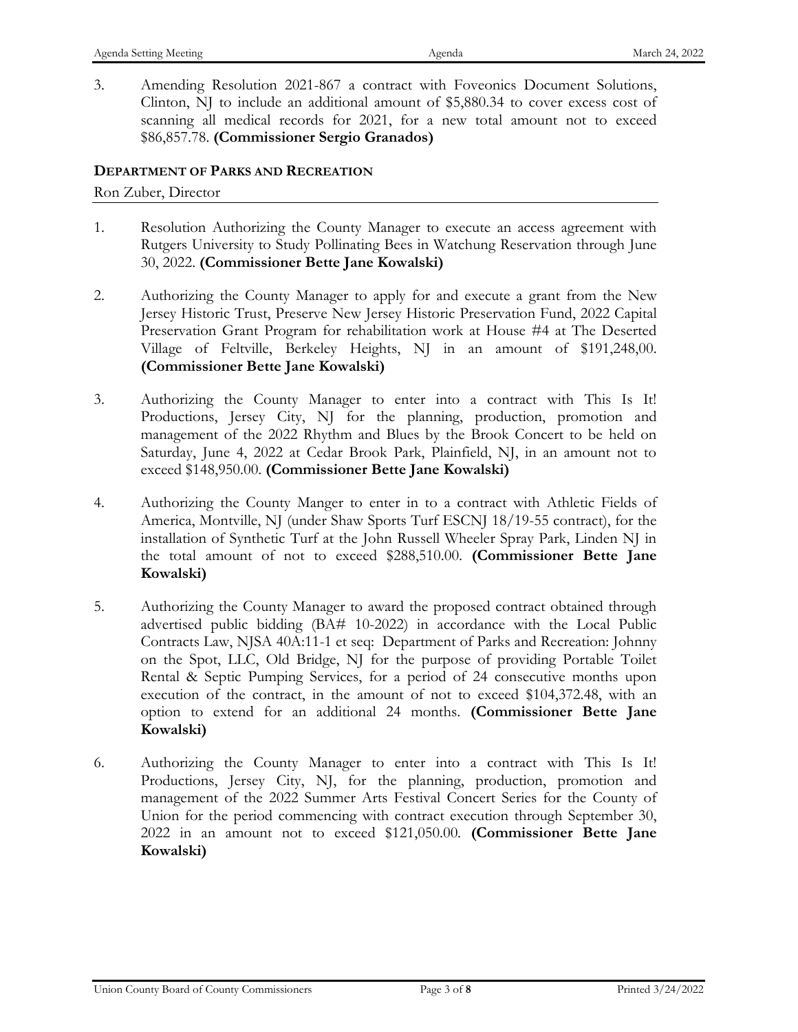3. Amending Resolution 2021-867 a contract with Foveonics Document Solutions, Clinton, NJ to include an additional amount of $5,880.34 to cover excess cost of scanning all medical records for 2021, for a new total amount not to exceed $86,857.78. **(Commissioner Sergio Granados)**

## DEPARTMENT OF PARKS AND RECREATION

Ron Zuber, Director

1. Resolution Authorizing the County Manager to execute an access agreement with Rutgers University to Study Pollinating Bees in Watchung Reservation through June 30, 2022. **(Commissioner Bette Jane Kowalski)**

2. Authorizing the County Manager to apply for and execute a grant from the New Jersey Historic Trust, Preserve New Jersey Historic Preservation Fund, 2022 Capital Preservation Grant Program for rehabilitation work at House #4 at The Deserted Village of Feltville, Berkeley Heights, NJ in an amount of $191,248,00. **(Commissioner Bette Jane Kowalski)**

3. Authorizing the County Manager to enter into a contract with This Is It! Productions, Jersey City, NJ for the planning, production, promotion and management of the 2022 Rhythm and Blues by the Brook Concert to be held on Saturday, June 4, 2022 at Cedar Brook Park, Plainfield, NJ, in an amount not to exceed $148,950.00. **(Commissioner Bette Jane Kowalski)**

4. Authorizing the County Manger to enter in to a contract with Athletic Fields of America, Montville, NJ (under Shaw Sports Turf ESCNJ 18/19-55 contract), for the installation of Synthetic Turf at the John Russell Wheeler Spray Park, Linden NJ in the total amount of not to exceed $288,510.00. **(Commissioner Bette Jane Kowalski)**

5. Authorizing the County Manager to award the proposed contract obtained through advertised public bidding (BA# 10-2022) in accordance with the Local Public Contracts Law, NJSA 40A:11-1 et seq: Department of Parks and Recreation: Johnny on the Spot, LLC, Old Bridge, NJ for the purpose of providing Portable Toilet Rental & Septic Pumping Services, for a period of 24 consecutive months upon execution of the contract, in the amount of not to exceed $104,372.48, with an option to extend for an additional 24 months. **(Commissioner Bette Jane Kowalski)**

6. Authorizing the County Manager to enter into a contract with This Is It! Productions, Jersey City, NJ, for the planning, production, promotion and management of the 2022 Summer Arts Festival Concert Series for the County of Union for the period commencing with contract execution through September 30, 2022 in an amount not to exceed $121,050.00. **(Commissioner Bette Jane Kowalski)**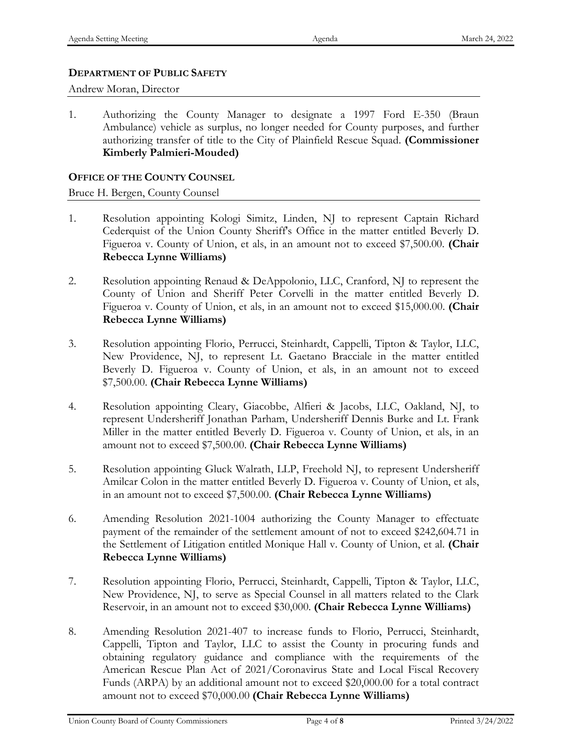## DEPARTMENT OF PUBLIC SAFETY

Andrew Moran, Director

1. Authorizing the County Manager to designate a 1997 Ford E-350 (Braun Ambulance) vehicle as surplus, no longer needed for County purposes, and further authorizing transfer of title to the City of Plainfield Rescue Squad. **(Commissioner Kimberly Palmieri-Mouded)**

## OFFICE OF THE COUNTY COUNSEL

Bruce H. Bergen, County Counsel

1. Resolution appointing Kologi Simitz, Linden, NJ to represent Captain Richard Cederquist of the Union County Sheriff's Office in the matter entitled Beverly D. Figueroa v. County of Union, et als, in an amount not to exceed $7,500.00. **(Chair Rebecca Lynne Williams)**
2. Resolution appointing Renaud & DeAppolonio, LLC, Cranford, NJ to represent the County of Union and Sheriff Peter Corvelli in the matter entitled Beverly D. Figueroa v. County of Union, et als, in an amount not to exceed $15,000.00. **(Chair Rebecca Lynne Williams)**
3. Resolution appointing Florio, Perrucci, Steinhardt, Cappelli, Tipton & Taylor, LLC, New Providence, NJ, to represent Lt. Gaetano Bracciale in the matter entitled Beverly D. Figueroa v. County of Union, et als, in an amount not to exceed $7,500.00. **(Chair Rebecca Lynne Williams)**
4. Resolution appointing Cleary, Giacobbe, Alfieri & Jacobs, LLC, Oakland, NJ, to represent Undersheriff Jonathan Parham, Undersheriff Dennis Burke and Lt. Frank Miller in the matter entitled Beverly D. Figueroa v. County of Union, et als, in an amount not to exceed $7,500.00. **(Chair Rebecca Lynne Williams)**
5. Resolution appointing Gluck Walrath, LLP, Freehold NJ, to represent Undersheriff Amilcar Colon in the matter entitled Beverly D. Figueroa v. County of Union, et als, in an amount not to exceed $7,500.00. **(Chair Rebecca Lynne Williams)**
6. Amending Resolution 2021-1004 authorizing the County Manager to effectuate payment of the remainder of the settlement amount of not to exceed $242,604.71 in the Settlement of Litigation entitled Monique Hall v. County of Union, et al. **(Chair Rebecca Lynne Williams)**
7. Resolution appointing Florio, Perrucci, Steinhardt, Cappelli, Tipton & Taylor, LLC, New Providence, NJ, to serve as Special Counsel in all matters related to the Clark Reservoir, in an amount not to exceed $30,000. **(Chair Rebecca Lynne Williams)**
8. Amending Resolution 2021-407 to increase funds to Florio, Perrucci, Steinhardt, Cappelli, Tipton and Taylor, LLC to assist the County in procuring funds and obtaining regulatory guidance and compliance with the requirements of the American Rescue Plan Act of 2021/Coronavirus State and Local Fiscal Recovery Funds (ARPA) by an additional amount not to exceed $20,000.00 for a total contract amount not to exceed $70,000.00 **(Chair Rebecca Lynne Williams)**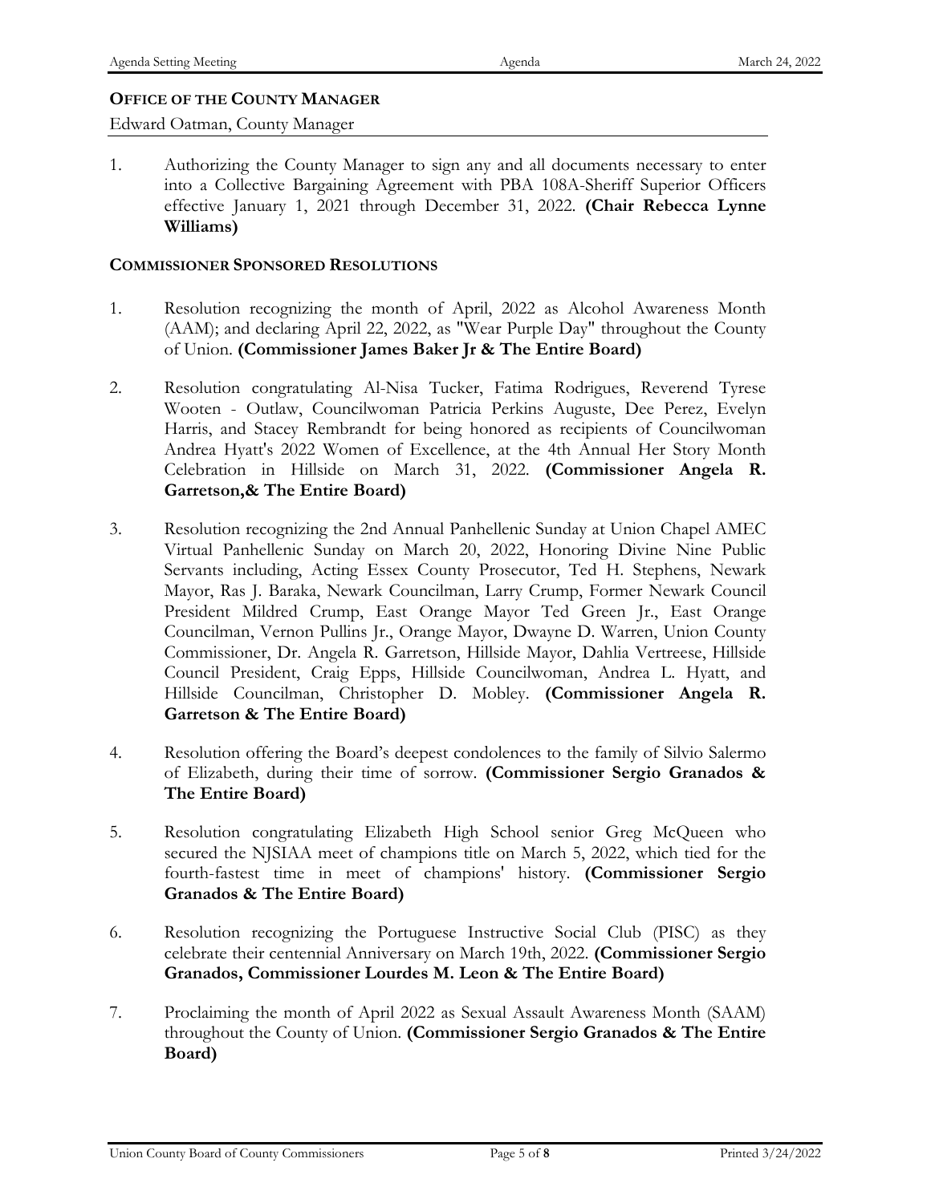**OFFICE OF THE COUNTY MANAGER**

Edward Oatman, County Manager

1. Authorizing the County Manager to sign any and all documents necessary to enter into a Collective Bargaining Agreement with PBA 108A-Sheriff Superior Officers effective January 1, 2021 through December 31, 2022. **(Chair Rebecca Lynne Williams)**

**COMMISSIONER SPONSORED RESOLUTIONS**

1. Resolution recognizing the month of April, 2022 as Alcohol Awareness Month (AAM); and declaring April 22, 2022, as "Wear Purple Day" throughout the County of Union. **(Commissioner James Baker Jr & The Entire Board)**

2. Resolution congratulating Al-Nisa Tucker, Fatima Rodrigues, Reverend Tyrese Wooten - Outlaw, Councilwoman Patricia Perkins Auguste, Dee Perez, Evelyn Harris, and Stacey Rembrandt for being honored as recipients of Councilwoman Andrea Hyatt's 2022 Women of Excellence, at the 4th Annual Her Story Month Celebration in Hillside on March 31, 2022. **(Commissioner Angela R. Garretson,& The Entire Board)**

3. Resolution recognizing the 2nd Annual Panhellenic Sunday at Union Chapel AMEC Virtual Panhellenic Sunday on March 20, 2022, Honoring Divine Nine Public Servants including, Acting Essex County Prosecutor, Ted H. Stephens, Newark Mayor, Ras J. Baraka, Newark Councilman, Larry Crump, Former Newark Council President Mildred Crump, East Orange Mayor Ted Green Jr., East Orange Councilman, Vernon Pullins Jr., Orange Mayor, Dwayne D. Warren, Union County Commissioner, Dr. Angela R. Garretson, Hillside Mayor, Dahlia Vertreese, Hillside Council President, Craig Epps, Hillside Councilwoman, Andrea L. Hyatt, and Hillside Councilman, Christopher D. Mobley. **(Commissioner Angela R. Garretson & The Entire Board)**

4. Resolution offering the Board's deepest condolences to the family of Silvio Salermo of Elizabeth, during their time of sorrow. **(Commissioner Sergio Granados & The Entire Board)**

5. Resolution congratulating Elizabeth High School senior Greg McQueen who secured the NJSIAA meet of champions title on March 5, 2022, which tied for the fourth-fastest time in meet of champions' history. **(Commissioner Sergio Granados & The Entire Board)**

6. Resolution recognizing the Portuguese Instructive Social Club (PISC) as they celebrate their centennial Anniversary on March 19th, 2022. **(Commissioner Sergio Granados, Commissioner Lourdes M. Leon & The Entire Board)**

7. Proclaiming the month of April 2022 as Sexual Assault Awareness Month (SAAM) throughout the County of Union. **(Commissioner Sergio Granados & The Entire Board)**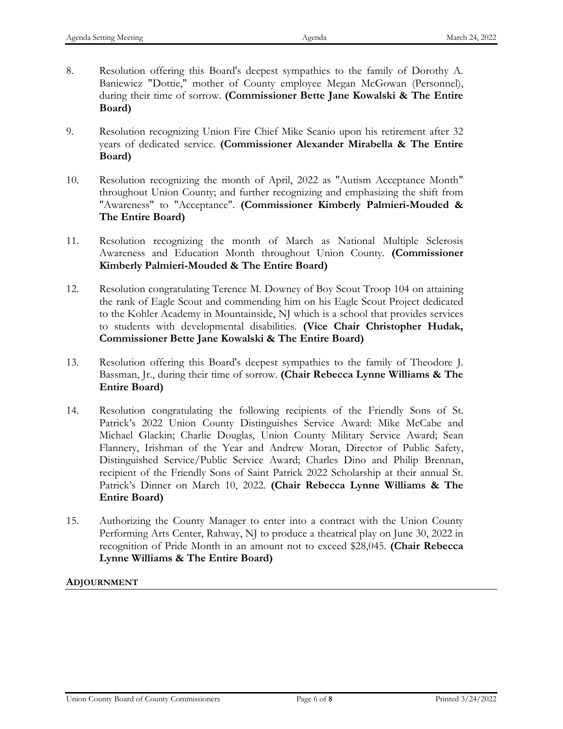8. Resolution offering this Board's deepest sympathies to the family of Dorothy A. Baniewicz "Dottie," mother of County employee Megan McGowan (Personnel), during their time of sorrow. **(Commissioner Bette Jane Kowalski & The Entire Board)**

9. Resolution recognizing Union Fire Chief Mike Scanio upon his retirement after 32 years of dedicated service. **(Commissioner Alexander Mirabella & The Entire Board)**

10. Resolution recognizing the month of April, 2022 as "Autism Acceptance Month" throughout Union County; and further recognizing and emphasizing the shift from "Awareness" to "Acceptance". **(Commissioner Kimberly Palmieri-Mouded & The Entire Board)**

11. Resolution recognizing the month of March as National Multiple Sclerosis Awareness and Education Month throughout Union County. **(Commissioner Kimberly Palmieri-Mouded & The Entire Board)**

12. Resolution congratulating Terence M. Downey of Boy Scout Troop 104 on attaining the rank of Eagle Scout and commending him on his Eagle Scout Project dedicated to the Kohler Academy in Mountainside, NJ which is a school that provides services to students with developmental disabilities. **(Vice Chair Christopher Hudak, Commissioner Bette Jane Kowalski & The Entire Board)**

13. Resolution offering this Board's deepest sympathies to the family of Theodore J. Bassman, Jr., during their time of sorrow. **(Chair Rebecca Lynne Williams & The Entire Board)**

14. Resolution congratulating the following recipients of the Friendly Sons of St. Patrick's 2022 Union County Distinguishes Service Award: Mike McCabe and Michael Glackin; Charlie Douglas, Union County Military Service Award; Sean Flannery, Irishman of the Year and Andrew Moran, Director of Public Safety, Distinguished Service/Public Service Award; Charles Dino and Philip Brennan, recipient of the Friendly Sons of Saint Patrick 2022 Scholarship at their annual St. Patrick's Dinner on March 10, 2022. **(Chair Rebecca Lynne Williams & The Entire Board)**

15. Authorizing the County Manager to enter into a contract with the Union County Performing Arts Center, Rahway, NJ to produce a theatrical play on June 30, 2022 in recognition of Pride Month in an amount not to exceed $28,045. **(Chair Rebecca Lynne Williams & The Entire Board)**

**ADJOURNMENT**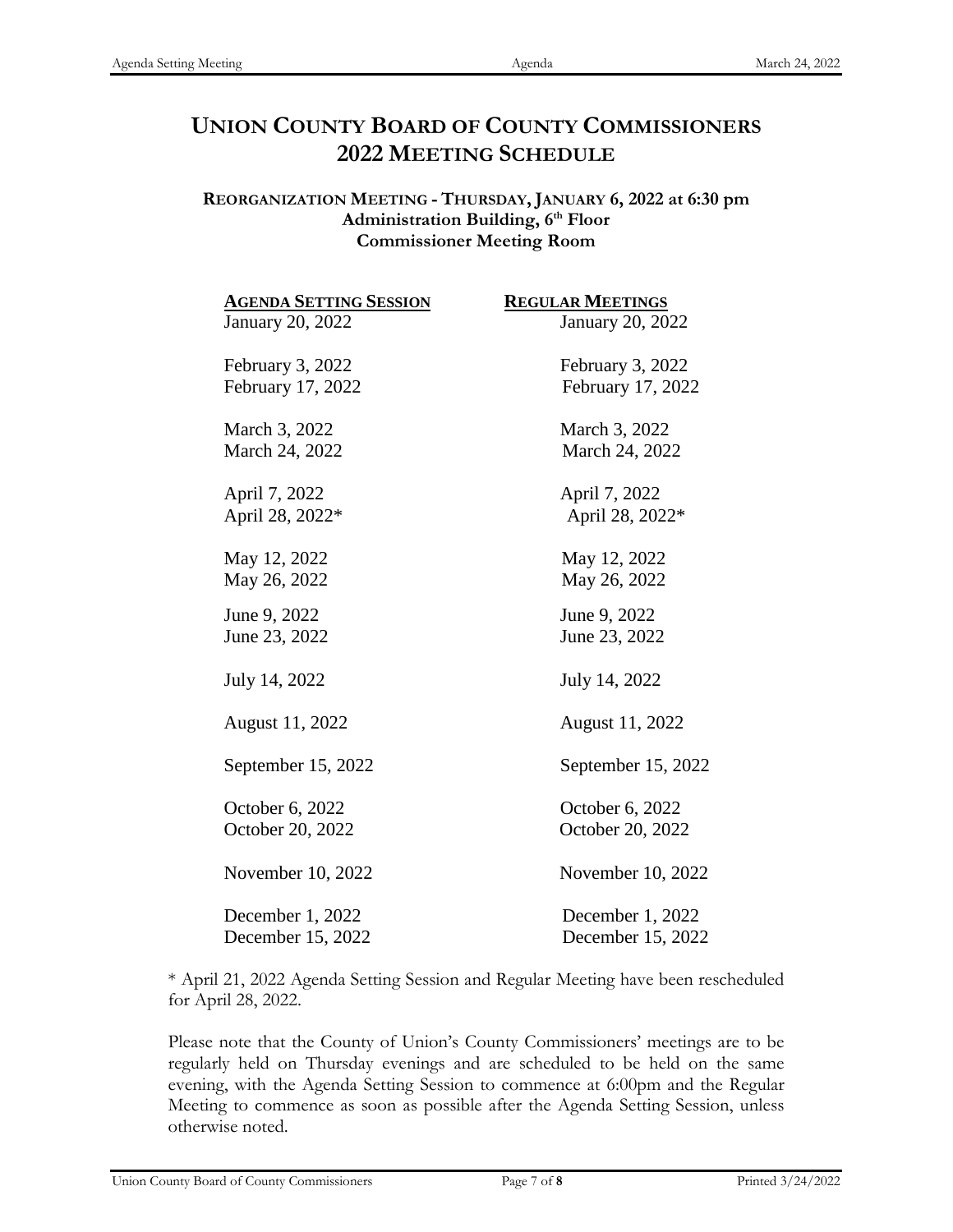# UNION COUNTY BOARD OF COUNTY COMMISSIONERS
# 2022 MEETING SCHEDULE

**REORGANIZATION MEETING - THURSDAY, JANUARY 6, 2022 at 6:30 pm**
**Administration Building, 6th Floor**
**Commissioner Meeting Room**

| AGENDA SETTING SESSION | REGULAR MEETINGS |
|---|---|
| January 20, 2022 | January 20, 2022 |
| February 3, 2022 | February 3, 2022 |
| February 17, 2022 | February 17, 2022 |
| March 3, 2022 | March 3, 2022 |
| March 24, 2022 | March 24, 2022 |
| April 7, 2022 | April 7, 2022 |
| April 28, 2022* | April 28, 2022* |
| May 12, 2022 | May 12, 2022 |
| May 26, 2022 | May 26, 2022 |
| June 9, 2022 | June 9, 2022 |
| June 23, 2022 | June 23, 2022 |
| July 14, 2022 | July 14, 2022 |
| August 11, 2022 | August 11, 2022 |
| September 15, 2022 | September 15, 2022 |
| October 6, 2022 | October 6, 2022 |
| October 20, 2022 | October 20, 2022 |
| November 10, 2022 | November 10, 2022 |
| December 1, 2022 | December 1, 2022 |
| December 15, 2022 | December 15, 2022 |

* April 21, 2022 Agenda Setting Session and Regular Meeting have been rescheduled for April 28, 2022.

Please note that the County of Union's County Commissioners' meetings are to be regularly held on Thursday evenings and are scheduled to be held on the same evening, with the Agenda Setting Session to commence at 6:00pm and the Regular Meeting to commence as soon as possible after the Agenda Setting Session, unless otherwise noted.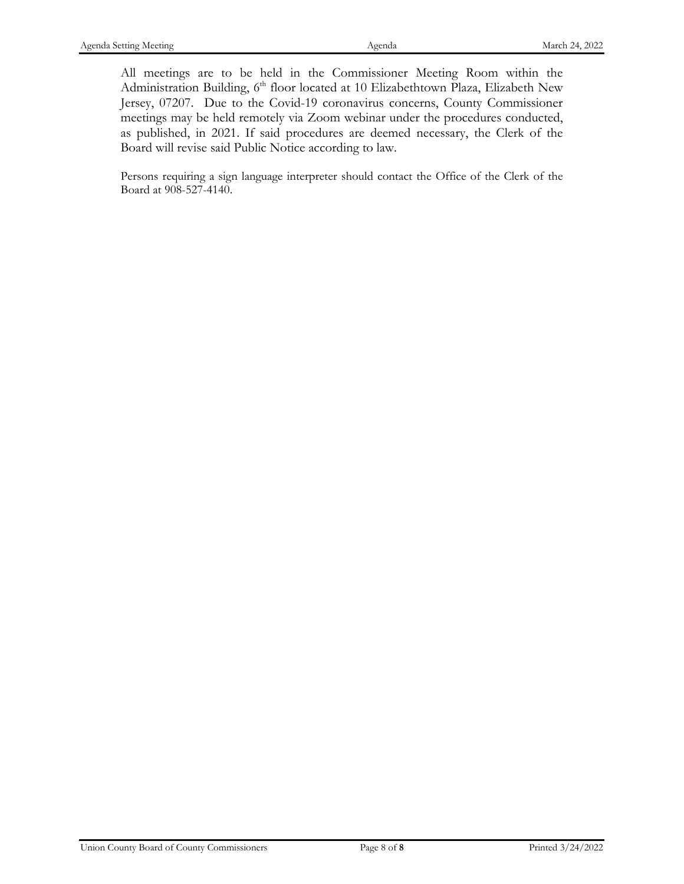All meetings are to be held in the Commissioner Meeting Room within the Administration Building, 6th floor located at 10 Elizabethtown Plaza, Elizabeth New Jersey, 07207. Due to the Covid-19 coronavirus concerns, County Commissioner meetings may be held remotely via Zoom webinar under the procedures conducted, as published, in 2021. If said procedures are deemed necessary, the Clerk of the Board will revise said Public Notice according to law.

Persons requiring a sign language interpreter should contact the Office of the Clerk of the Board at 908-527-4140.